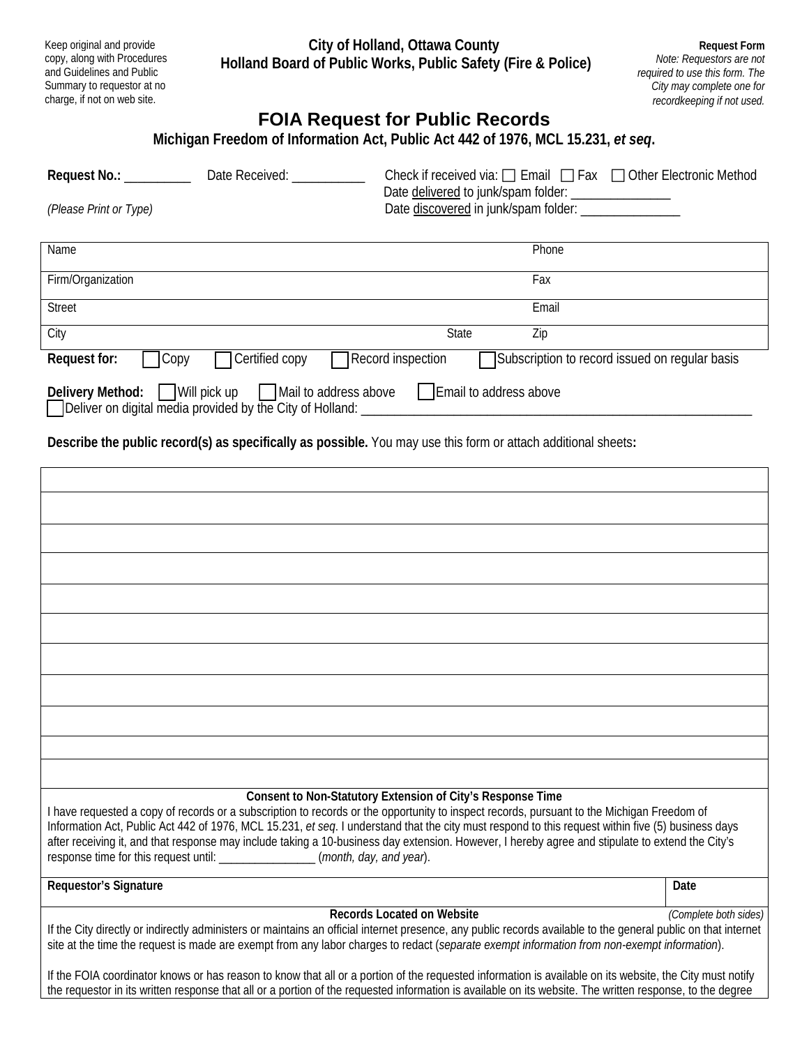Keep original and provide copy, along with Procedures and Guidelines and Public Summary to requestor at no charge, if not on web site.

**City of Holland, Ottawa County**
**Holland Board of Public Works, Public Safety (Fire & Police)**

**Request Form**
*Note: Requestors are not required to use this form. The City may complete one for recordkeeping if not used.*

# FOIA Request for Public Records

**Michigan Freedom of Information Act, Public Act 442 of 1976, MCL 15.231, *et seq*.**

**Request No.:** __________ Date Received: ___________ Check if received via: ☐ Email ☐ Fax ☐ Other Electronic Method
Date delivered to junk/spam folder: _______________
Date discovered in junk/spam folder: _______________

*(Please Print or Type)*

| | | |
|---|---|---|
| Name | | Phone |
| Firm/Organization | | Fax |
| Street | | Email |
| City | State | Zip |

**Request for:** ☐ Copy ☐ Certified copy ☐ Record inspection ☐ Subscription to record issued on regular basis

**Delivery Method:** ☐ Will pick up ☐ Mail to address above ☐ Email to address above
☐ Deliver on digital media provided by the City of Holland: ___________________________________________

**Describe the public record(s) as specifically as possible.** You may use this form or attach additional sheets**:**

| |
|---|
| |
| |
| |
| |
| |
| |
| |
| |
| |
| |

**Consent to Non-Statutory Extension of City's Response Time**

I have requested a copy of records or a subscription to records or the opportunity to inspect records, pursuant to the Michigan Freedom of Information Act, Public Act 442 of 1976, MCL 15.231, *et seq*. I understand that the city must respond to this request within five (5) business days after receiving it, and that response may include taking a 10-business day extension. However, I hereby agree and stipulate to extend the City's response time for this request until: _______________ (*month, day, and year*).

| **Requestor's Signature** | **Date** |
|---|---|
| | |

**Records Located on Website** *(Complete both sides)*

If the City directly or indirectly administers or maintains an official internet presence, any public records available to the general public on that internet site at the time the request is made are exempt from any labor charges to redact (*separate exempt information from non-exempt information*).

If the FOIA coordinator knows or has reason to know that all or a portion of the requested information is available on its website, the City must notify the requestor in its written response that all or a portion of the requested information is available on its website. The written response, to the degree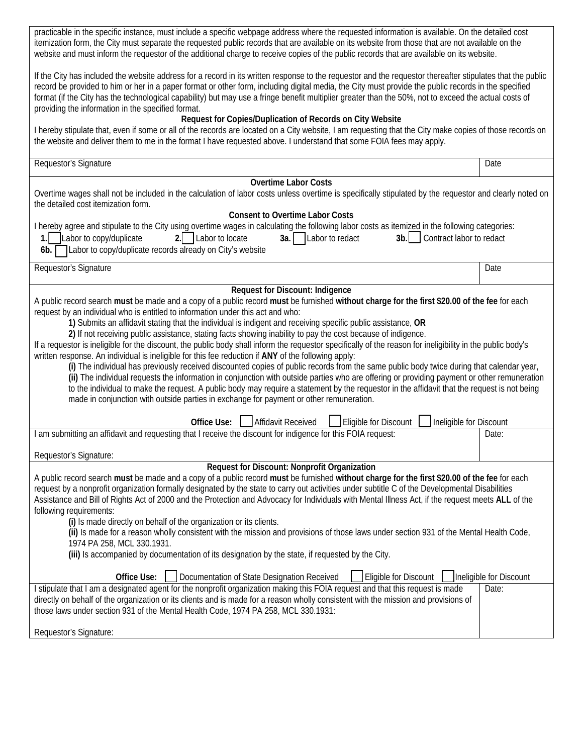practicable in the specific instance, must include a specific webpage address where the requested information is available. On the detailed cost itemization form, the City must separate the requested public records that are available on its website from those that are not available on the website and must inform the requestor of the additional charge to receive copies of the public records that are available on its website.

If the City has included the website address for a record in its written response to the requestor and the requestor thereafter stipulates that the public record be provided to him or her in a paper format or other form, including digital media, the City must provide the public records in the specified format (if the City has the technological capability) but may use a fringe benefit multiplier greater than the 50%, not to exceed the actual costs of providing the information in the specified format.

**Request for Copies/Duplication of Records on City Website**

I hereby stipulate that, even if some or all of the records are located on a City website, I am requesting that the City make copies of those records on the website and deliver them to me in the format I have requested above. I understand that some FOIA fees may apply.

| Requestor's Signature | Date |
|---|---|

**Overtime Labor Costs**

Overtime wages shall not be included in the calculation of labor costs unless overtime is specifically stipulated by the requestor and clearly noted on the detailed cost itemization form.

**Consent to Overtime Labor Costs**

I hereby agree and stipulate to the City using overtime wages in calculating the following labor costs as itemized in the following categories:

**1.** ☐ Labor to copy/duplicate **2.** ☐ Labor to locate **3a.** ☐ Labor to redact **3b.** ☐ Contract labor to redact
**6b.** ☐ Labor to copy/duplicate records already on City's website

| Requestor's Signature | Date |
|---|---|

**Request for Discount: Indigence**

A public record search **must** be made and a copy of a public record **must** be furnished **without charge for the first $20.00 of the fee** for each request by an individual who is entitled to information under this act and who:

**1)** Submits an affidavit stating that the individual is indigent and receiving specific public assistance, **OR**
**2)** If not receiving public assistance, stating facts showing inability to pay the cost because of indigence.

If a requestor is ineligible for the discount, the public body shall inform the requestor specifically of the reason for ineligibility in the public body's written response. An individual is ineligible for this fee reduction if **ANY** of the following apply:

**(i)** The individual has previously received discounted copies of public records from the same public body twice during that calendar year,
**(ii)** The individual requests the information in conjunction with outside parties who are offering or providing payment or other remuneration to the individual to make the request. A public body may require a statement by the requestor in the affidavit that the request is not being made in conjunction with outside parties in exchange for payment or other remuneration.

**Office Use:** ☐ Affidavit Received ☐ Eligible for Discount ☐ Ineligible for Discount

| I am submitting an affidavit and requesting that I receive the discount for indigence for this FOIA request:<br><br>Requestor's Signature: | Date: |
|---|---|

**Request for Discount: Nonprofit Organization**

A public record search **must** be made and a copy of a public record **must** be furnished **without charge for the first $20.00 of the fee** for each request by a nonprofit organization formally designated by the state to carry out activities under subtitle C of the Developmental Disabilities Assistance and Bill of Rights Act of 2000 and the Protection and Advocacy for Individuals with Mental Illness Act, if the request meets **ALL** of the following requirements:

**(i)** Is made directly on behalf of the organization or its clients.
**(ii)** Is made for a reason wholly consistent with the mission and provisions of those laws under section 931 of the Mental Health Code, 1974 PA 258, MCL 330.1931.
**(iii)** Is accompanied by documentation of its designation by the state, if requested by the City.

**Office Use:** ☐ Documentation of State Designation Received ☐ Eligible for Discount ☐ Ineligible for Discount

| I stipulate that I am a designated agent for the nonprofit organization making this FOIA request and that this request is made directly on behalf of the organization or its clients and is made for a reason wholly consistent with the mission and provisions of those laws under section 931 of the Mental Health Code, 1974 PA 258, MCL 330.1931:<br><br>Requestor's Signature: | Date: |
|---|---|